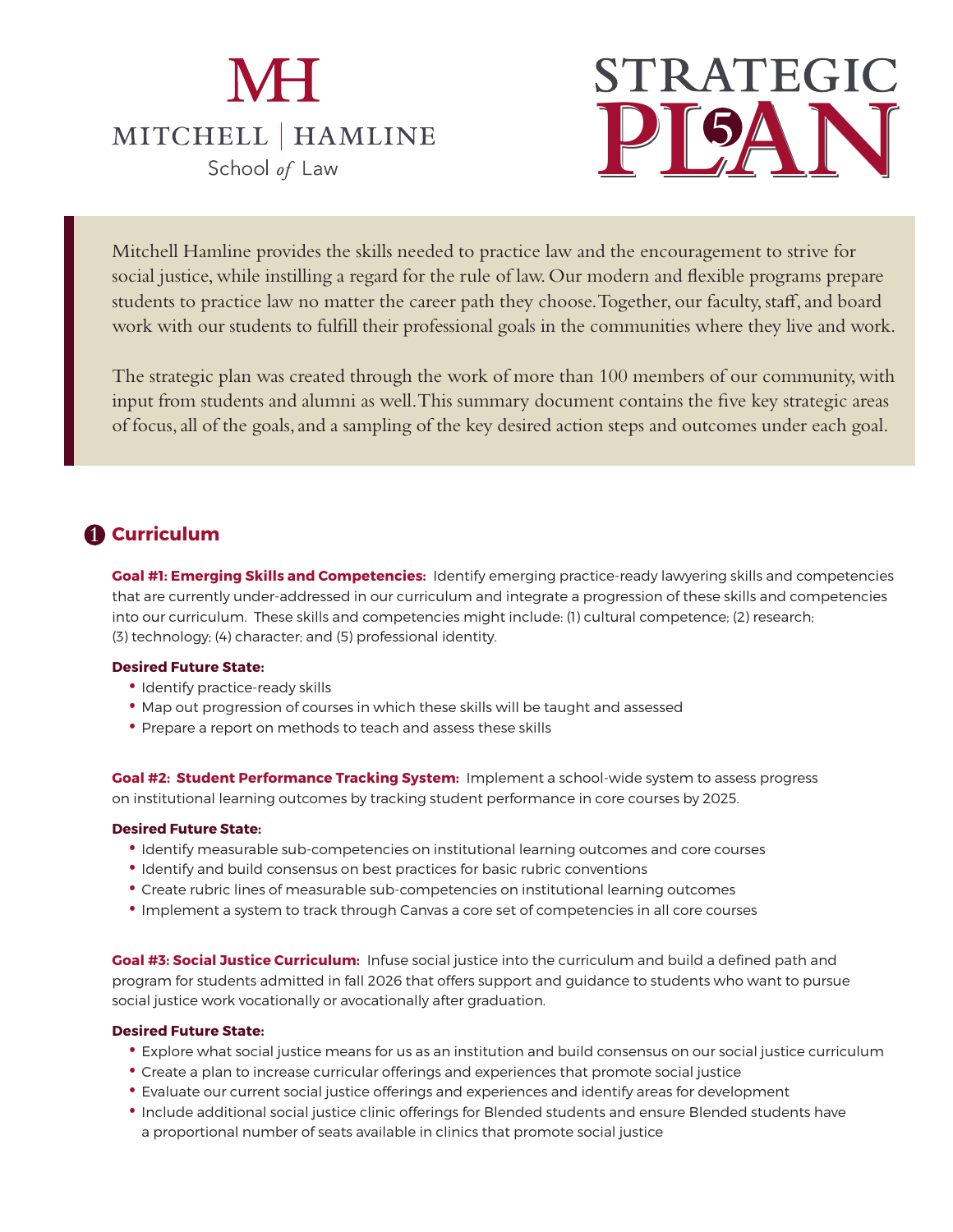# Mitchell | Hamline School of Law

# Strategic Plan 5

Mitchell Hamline provides the skills needed to practice law and the encouragement to strive for social justice, while instilling a regard for the rule of law. Our modern and flexible programs prepare students to practice law no matter the career path they choose. Together, our faculty, staff, and board work with our students to fulfill their professional goals in the communities where they live and work.

The strategic plan was created through the work of more than 100 members of our community, with input from students and alumni as well. This summary document contains the five key strategic areas of focus, all of the goals, and a sampling of the key desired action steps and outcomes under each goal.

## 1 Curriculum

**Goal #1: Emerging Skills and Competencies:** Identify emerging practice-ready lawyering skills and competencies that are currently under-addressed in our curriculum and integrate a progression of these skills and competencies into our curriculum. These skills and competencies might include: (1) cultural competence; (2) research; (3) technology; (4) character; and (5) professional identity.

**Desired Future State:**

- Identify practice-ready skills
- Map out progression of courses in which these skills will be taught and assessed
- Prepare a report on methods to teach and assess these skills

**Goal #2: Student Performance Tracking System:** Implement a school-wide system to assess progress on institutional learning outcomes by tracking student performance in core courses by 2025.

**Desired Future State:**

- Identify measurable sub-competencies on institutional learning outcomes and core courses
- Identify and build consensus on best practices for basic rubric conventions
- Create rubric lines of measurable sub-competencies on institutional learning outcomes
- Implement a system to track through Canvas a core set of competencies in all core courses

**Goal #3: Social Justice Curriculum:** Infuse social justice into the curriculum and build a defined path and program for students admitted in fall 2026 that offers support and guidance to students who want to pursue social justice work vocationally or avocationally after graduation.

**Desired Future State:**

- Explore what social justice means for us as an institution and build consensus on our social justice curriculum
- Create a plan to increase curricular offerings and experiences that promote social justice
- Evaluate our current social justice offerings and experiences and identify areas for development
- Include additional social justice clinic offerings for Blended students and ensure Blended students have a proportional number of seats available in clinics that promote social justice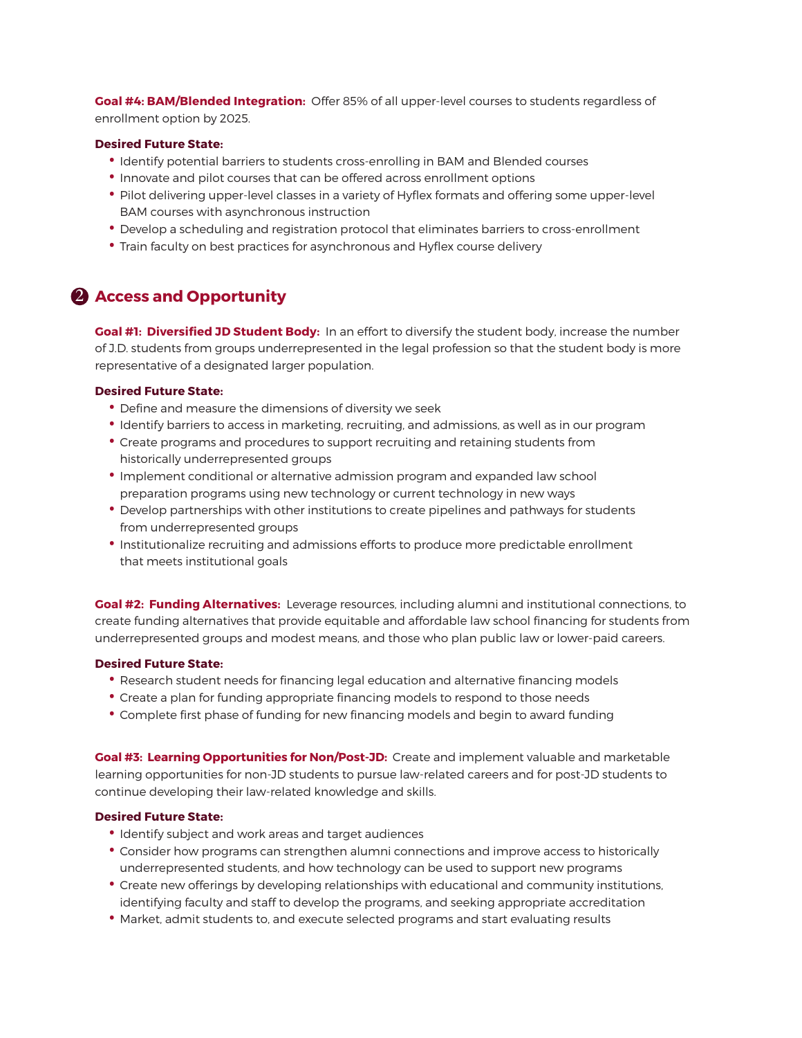**Goal #4: BAM/Blended Integration:** Offer 85% of all upper-level courses to students regardless of enrollment option by 2025.

**Desired Future State:**

- Identify potential barriers to students cross-enrolling in BAM and Blended courses
- Innovate and pilot courses that can be offered across enrollment options
- Pilot delivering upper-level classes in a variety of Hyflex formats and offering some upper-level BAM courses with asynchronous instruction
- Develop a scheduling and registration protocol that eliminates barriers to cross-enrollment
- Train faculty on best practices for asynchronous and Hyflex course delivery

## ❷ Access and Opportunity

**Goal #1: Diversified JD Student Body:** In an effort to diversify the student body, increase the number of J.D. students from groups underrepresented in the legal profession so that the student body is more representative of a designated larger population.

**Desired Future State:**

- Define and measure the dimensions of diversity we seek
- Identify barriers to access in marketing, recruiting, and admissions, as well as in our program
- Create programs and procedures to support recruiting and retaining students from historically underrepresented groups
- Implement conditional or alternative admission program and expanded law school preparation programs using new technology or current technology in new ways
- Develop partnerships with other institutions to create pipelines and pathways for students from underrepresented groups
- Institutionalize recruiting and admissions efforts to produce more predictable enrollment that meets institutional goals

**Goal #2: Funding Alternatives:** Leverage resources, including alumni and institutional connections, to create funding alternatives that provide equitable and affordable law school financing for students from underrepresented groups and modest means, and those who plan public law or lower-paid careers.

**Desired Future State:**

- Research student needs for financing legal education and alternative financing models
- Create a plan for funding appropriate financing models to respond to those needs
- Complete first phase of funding for new financing models and begin to award funding

**Goal #3: Learning Opportunities for Non/Post-JD:** Create and implement valuable and marketable learning opportunities for non-JD students to pursue law-related careers and for post-JD students to continue developing their law-related knowledge and skills.

**Desired Future State:**

- Identify subject and work areas and target audiences
- Consider how programs can strengthen alumni connections and improve access to historically underrepresented students, and how technology can be used to support new programs
- Create new offerings by developing relationships with educational and community institutions, identifying faculty and staff to develop the programs, and seeking appropriate accreditation
- Market, admit students to, and execute selected programs and start evaluating results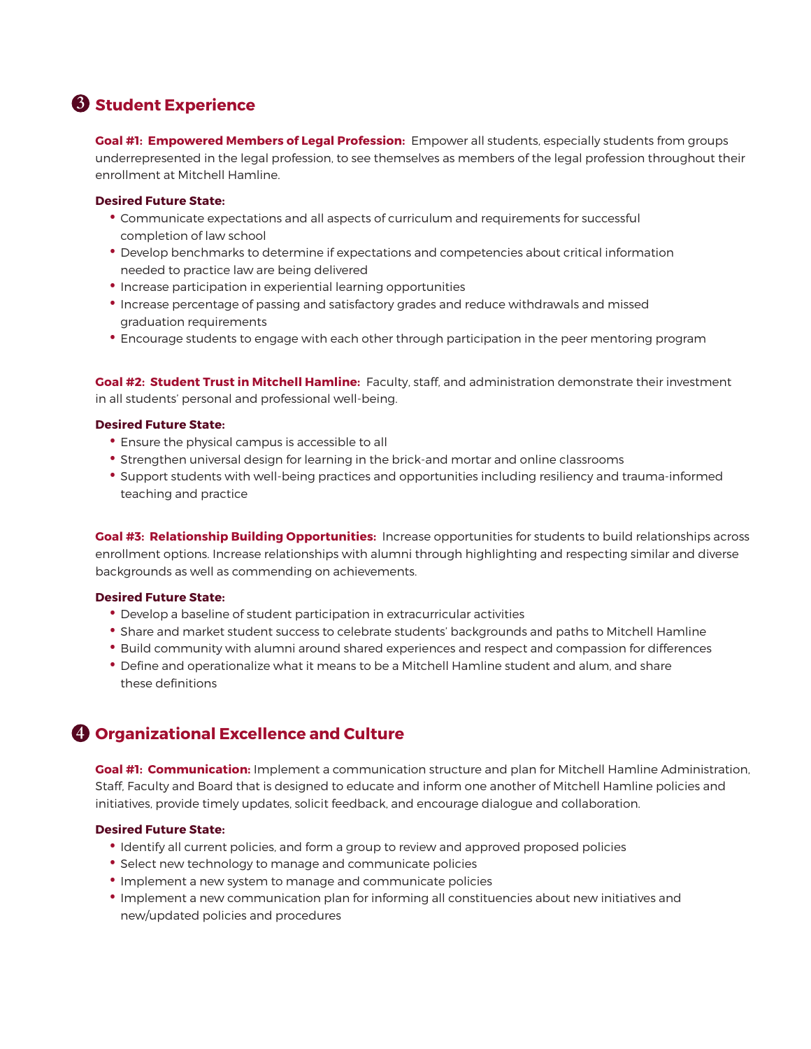## ❸ Student Experience

**Goal #1: Empowered Members of Legal Profession:** Empower all students, especially students from groups underrepresented in the legal profession, to see themselves as members of the legal profession throughout their enrollment at Mitchell Hamline.

**Desired Future State:**

- Communicate expectations and all aspects of curriculum and requirements for successful completion of law school
- Develop benchmarks to determine if expectations and competencies about critical information needed to practice law are being delivered
- Increase participation in experiential learning opportunities
- Increase percentage of passing and satisfactory grades and reduce withdrawals and missed graduation requirements
- Encourage students to engage with each other through participation in the peer mentoring program

**Goal #2: Student Trust in Mitchell Hamline:** Faculty, staff, and administration demonstrate their investment in all students' personal and professional well-being.

**Desired Future State:**

- Ensure the physical campus is accessible to all
- Strengthen universal design for learning in the brick-and mortar and online classrooms
- Support students with well-being practices and opportunities including resiliency and trauma-informed teaching and practice

**Goal #3: Relationship Building Opportunities:** Increase opportunities for students to build relationships across enrollment options. Increase relationships with alumni through highlighting and respecting similar and diverse backgrounds as well as commending on achievements.

**Desired Future State:**

- Develop a baseline of student participation in extracurricular activities
- Share and market student success to celebrate students' backgrounds and paths to Mitchell Hamline
- Build community with alumni around shared experiences and respect and compassion for differences
- Define and operationalize what it means to be a Mitchell Hamline student and alum, and share these definitions

## ❹ Organizational Excellence and Culture

**Goal #1: Communication:** Implement a communication structure and plan for Mitchell Hamline Administration, Staff, Faculty and Board that is designed to educate and inform one another of Mitchell Hamline policies and initiatives, provide timely updates, solicit feedback, and encourage dialogue and collaboration.

**Desired Future State:**

- Identify all current policies, and form a group to review and approved proposed policies
- Select new technology to manage and communicate policies
- Implement a new system to manage and communicate policies
- Implement a new communication plan for informing all constituencies about new initiatives and new/updated policies and procedures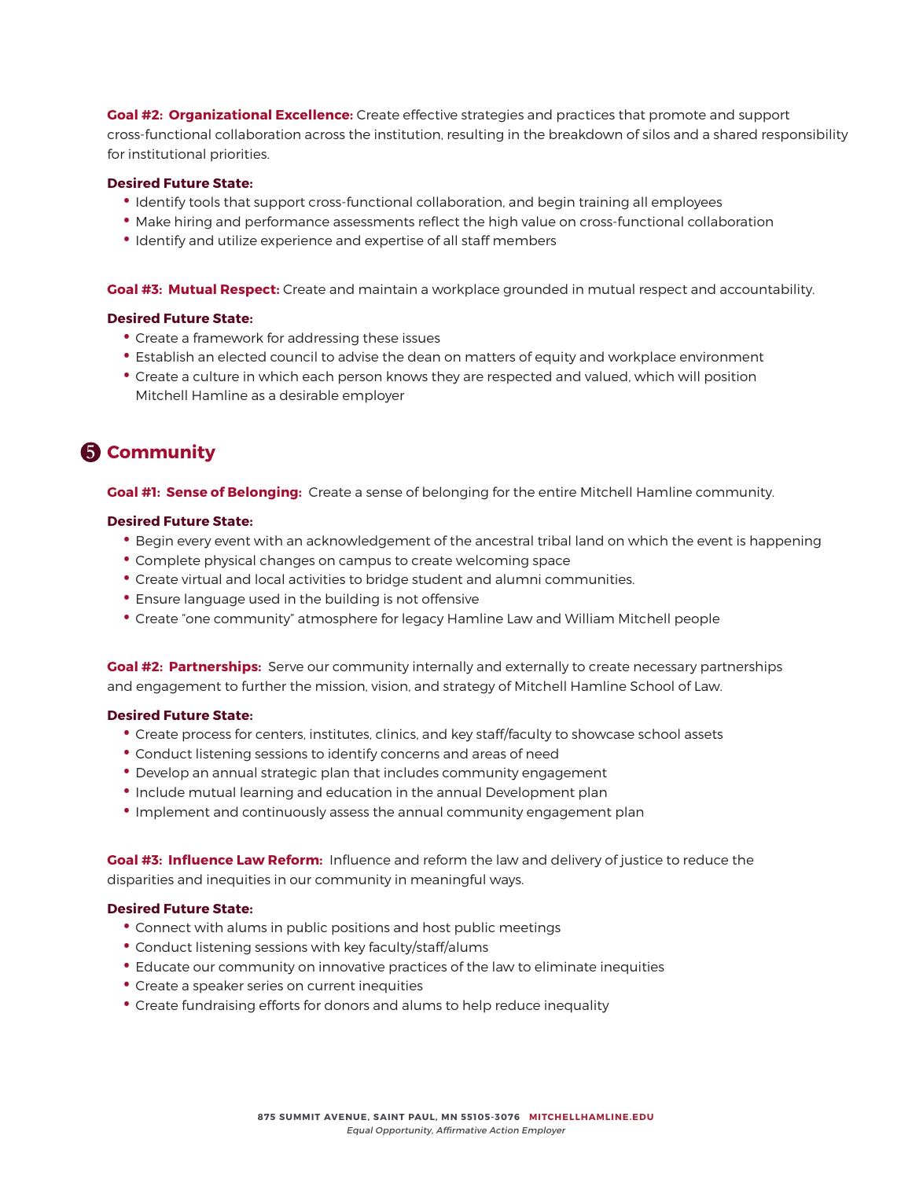**Goal #2: Organizational Excellence:** Create effective strategies and practices that promote and support cross-functional collaboration across the institution, resulting in the breakdown of silos and a shared responsibility for institutional priorities.

**Desired Future State:**

- Identify tools that support cross-functional collaboration, and begin training all employees
- Make hiring and performance assessments reflect the high value on cross-functional collaboration
- Identify and utilize experience and expertise of all staff members

**Goal #3: Mutual Respect:** Create and maintain a workplace grounded in mutual respect and accountability.

**Desired Future State:**

- Create a framework for addressing these issues
- Establish an elected council to advise the dean on matters of equity and workplace environment
- Create a culture in which each person knows they are respected and valued, which will position Mitchell Hamline as a desirable employer

## 5 Community

**Goal #1: Sense of Belonging:** Create a sense of belonging for the entire Mitchell Hamline community.

**Desired Future State:**

- Begin every event with an acknowledgement of the ancestral tribal land on which the event is happening
- Complete physical changes on campus to create welcoming space
- Create virtual and local activities to bridge student and alumni communities.
- Ensure language used in the building is not offensive
- Create "one community" atmosphere for legacy Hamline Law and William Mitchell people

**Goal #2: Partnerships:** Serve our community internally and externally to create necessary partnerships and engagement to further the mission, vision, and strategy of Mitchell Hamline School of Law.

**Desired Future State:**

- Create process for centers, institutes, clinics, and key staff/faculty to showcase school assets
- Conduct listening sessions to identify concerns and areas of need
- Develop an annual strategic plan that includes community engagement
- Include mutual learning and education in the annual Development plan
- Implement and continuously assess the annual community engagement plan

**Goal #3: Influence Law Reform:** Influence and reform the law and delivery of justice to reduce the disparities and inequities in our community in meaningful ways.

**Desired Future State:**

- Connect with alums in public positions and host public meetings
- Conduct listening sessions with key faculty/staff/alums
- Educate our community on innovative practices of the law to eliminate inequities
- Create a speaker series on current inequities
- Create fundraising efforts for donors and alums to help reduce inequality

875 SUMMIT AVENUE, SAINT PAUL, MN 55105-3076 MITCHELLHAMLINE.EDU

*Equal Opportunity, Affirmative Action Employer*